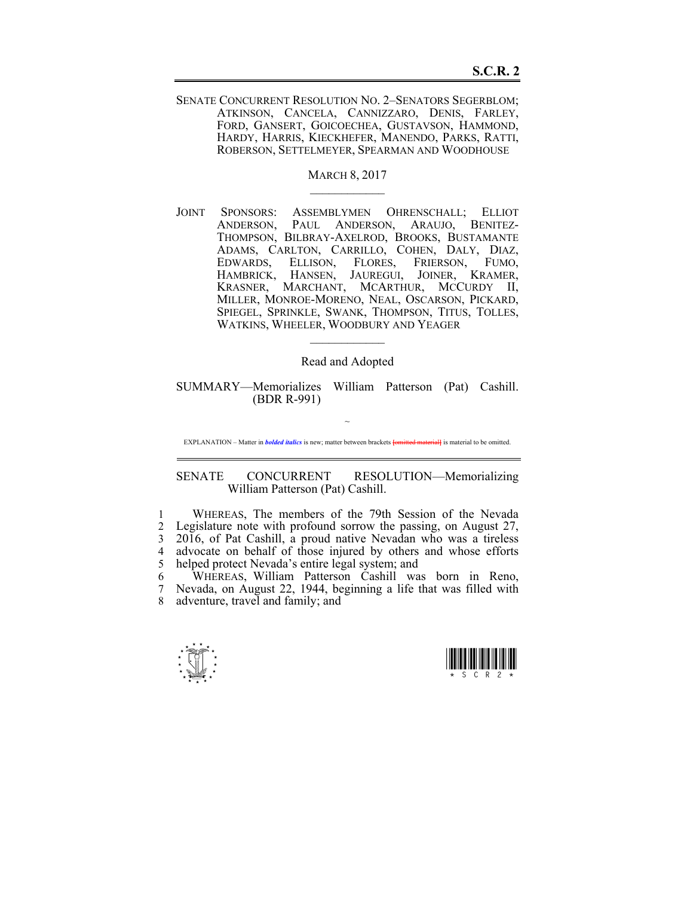**S.C.R. 2**

SENATE CONCURRENT RESOLUTION NO. 2–SENATORS SEGERBLOM; ATKINSON, CANCELA, CANNIZZARO, DENIS, FARLEY, FORD, GANSERT, GOICOECHEA, GUSTAVSON, HAMMOND, HARDY, HARRIS, KIECKHEFER, MANENDO, PARKS, RATTI, ROBERSON, SETTELMEYER, SPEARMAN AND WOODHOUSE

MARCH 8, 2017

JOINT SPONSORS: ASSEMBLYMEN OHRENSCHALL; ELLIOT ANDERSON, PAUL ANDERSON, ARAUJO, BENITEZ-THOMPSON, BILBRAY-AXELROD, BROOKS, BUSTAMANTE ADAMS, CARLTON, CARRILLO, COHEN, DALY, DIAZ, EDWARDS, ELLISON, FLORES, FRIERSON, FUMO, HAMBRICK, HANSEN, JAUREGUI, JOINER, KRAMER, KRASNER, MARCHANT, MCARTHUR, MCCURDY II, MILLER, MONROE-MORENO, NEAL, OSCARSON, PICKARD, SPIEGEL, SPRINKLE, SWANK, THOMPSON, TITUS, TOLLES, WATKINS, WHEELER, WOODBURY AND YEAGER

Read and Adopted

SUMMARY—Memorializes William Patterson (Pat) Cashill. (BDR R-991)

~

EXPLANATION – Matter in ***bolded italics*** is new; matter between brackets [omitted material] is material to be omitted.

SENATE CONCURRENT RESOLUTION—Memorializing William Patterson (Pat) Cashill.

WHEREAS, The members of the 79th Session of the Nevada Legislature note with profound sorrow the passing, on August 27, 2016, of Pat Cashill, a proud native Nevadan who was a tireless advocate on behalf of those injured by others and whose efforts helped protect Nevada's entire legal system; and

WHEREAS, William Patterson Cashill was born in Reno, Nevada, on August 22, 1944, beginning a life that was filled with adventure, travel and family; and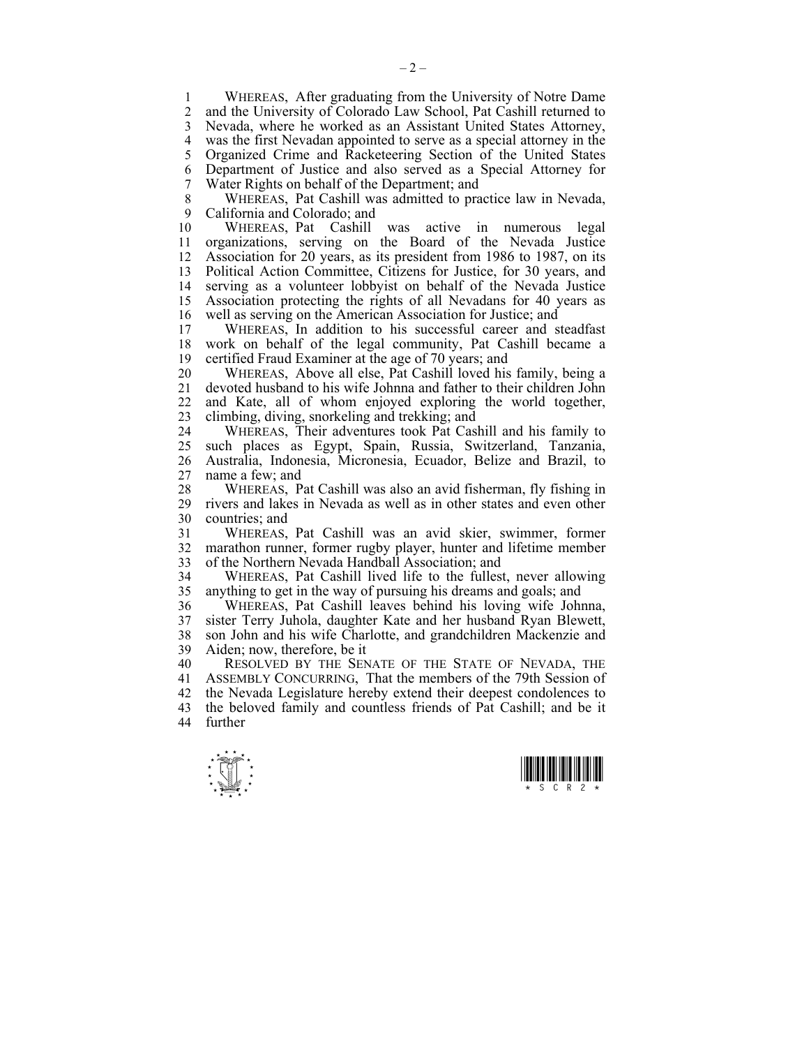WHEREAS, After graduating from the University of Notre Dame and the University of Colorado Law School, Pat Cashill returned to Nevada, where he worked as an Assistant United States Attorney, was the first Nevadan appointed to serve as a special attorney in the Organized Crime and Racketeering Section of the United States Department of Justice and also served as a Special Attorney for Water Rights on behalf of the Department; and

WHEREAS, Pat Cashill was admitted to practice law in Nevada, California and Colorado; and

WHEREAS, Pat Cashill was active in numerous legal organizations, serving on the Board of the Nevada Justice Association for 20 years, as its president from 1986 to 1987, on its Political Action Committee, Citizens for Justice, for 30 years, and serving as a volunteer lobbyist on behalf of the Nevada Justice Association protecting the rights of all Nevadans for 40 years as well as serving on the American Association for Justice; and

WHEREAS, In addition to his successful career and steadfast work on behalf of the legal community, Pat Cashill became a certified Fraud Examiner at the age of 70 years; and

WHEREAS, Above all else, Pat Cashill loved his family, being a devoted husband to his wife Johnna and father to their children John and Kate, all of whom enjoyed exploring the world together, climbing, diving, snorkeling and trekking; and

WHEREAS, Their adventures took Pat Cashill and his family to such places as Egypt, Spain, Russia, Switzerland, Tanzania, Australia, Indonesia, Micronesia, Ecuador, Belize and Brazil, to name a few; and

WHEREAS, Pat Cashill was also an avid fisherman, fly fishing in rivers and lakes in Nevada as well as in other states and even other countries; and

WHEREAS, Pat Cashill was an avid skier, swimmer, former marathon runner, former rugby player, hunter and lifetime member of the Northern Nevada Handball Association; and

WHEREAS, Pat Cashill lived life to the fullest, never allowing anything to get in the way of pursuing his dreams and goals; and

WHEREAS, Pat Cashill leaves behind his loving wife Johnna, sister Terry Juhola, daughter Kate and her husband Ryan Blewett, son John and his wife Charlotte, and grandchildren Mackenzie and Aiden; now, therefore, be it

RESOLVED BY THE SENATE OF THE STATE OF NEVADA, THE ASSEMBLY CONCURRING, That the members of the 79th Session of the Nevada Legislature hereby extend their deepest condolences to the beloved family and countless friends of Pat Cashill; and be it further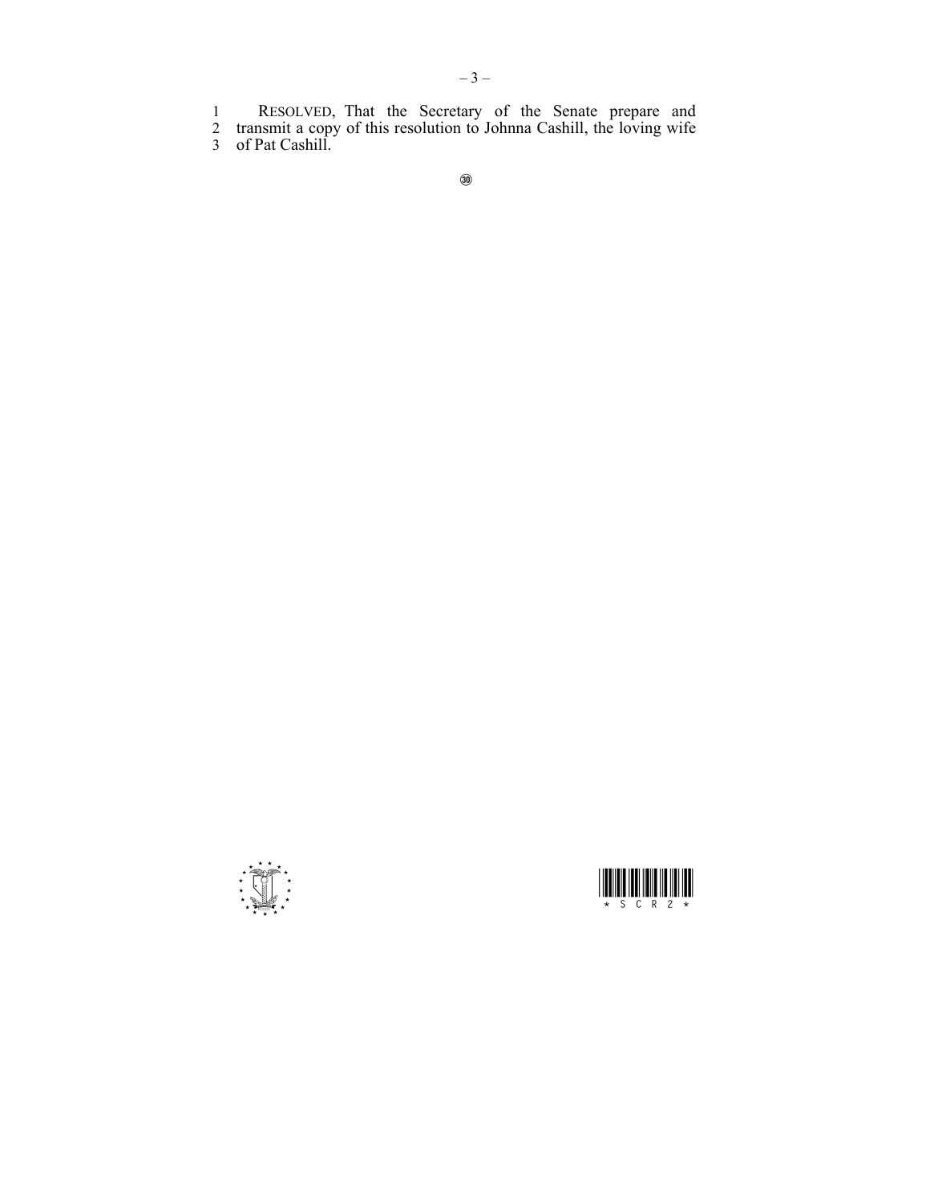RESOLVED, That the Secretary of the Senate prepare and transmit a copy of this resolution to Johnna Cashill, the loving wife of Pat Cashill.

⑳